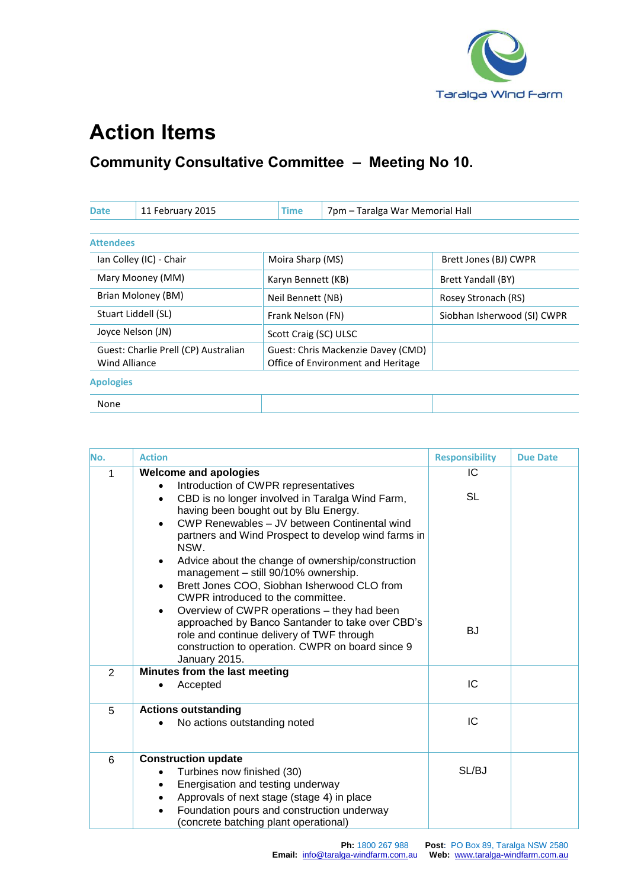Taralga Wind Farm

# Action Items

## Community Consultative Committee – Meeting No 10.

| Date | 11 February 2015 | Time | 7pm – Taralga War Memorial Hall |
|---|---|---|---|

**Attendees**

| | | |
|---|---|---|
| Ian Colley (IC) - Chair | Moira Sharp (MS) | Brett Jones (BJ) CWPR |
| Mary Mooney (MM) | Karyn Bennett (KB) | Brett Yandall (BY) |
| Brian Moloney (BM) | Neil Bennett (NB) | Rosey Stronach (RS) |
| Stuart Liddell (SL) | Frank Nelson (FN) | Siobhan Isherwood (SI) CWPR |
| Joyce Nelson (JN) | Scott Craig (SC) ULSC | |
| Guest: Charlie Prell (CP) Australian Wind Alliance | Guest: Chris Mackenzie Davey (CMD) Office of Environment and Heritage | |

**Apologies**

| | | |
|---|---|---|
| None | | |

| No. | Action | Responsibility | Due Date |
|---|---|---|---|
| 1 | **Welcome and apologies**<br>• Introduction of CWPR representatives<br>• CBD is no longer involved in Taralga Wind Farm, having been bought out by Blu Energy.<br>• CWP Renewables – JV between Continental wind partners and Wind Prospect to develop wind farms in NSW.<br>• Advice about the change of ownership/construction management – still 90/10% ownership.<br>• Brett Jones COO, Siobhan Isherwood CLO from CWPR introduced to the committee.<br>• Overview of CWPR operations – they had been approached by Banco Santander to take over CBD's role and continue delivery of TWF through construction to operation. CWPR on board since 9 January 2015. | IC<br><br>SL<br><br><br><br><br><br><br>BJ | |
| 2 | **Minutes from the last meeting**<br>• Accepted | IC | |
| 5 | **Actions outstanding**<br>• No actions outstanding noted | IC | |
| 6 | **Construction update**<br>• Turbines now finished (30)<br>• Energisation and testing underway<br>• Approvals of next stage (stage 4) in place<br>• Foundation pours and construction underway (concrete batching plant operational) | SL/BJ | |

**Ph:** 1800 267 988 **Post**: PO Box 89, Taralga NSW 2580
**Email:** info@taralga-windfarm.com.au **Web:** www.taralga-windfarm.com.au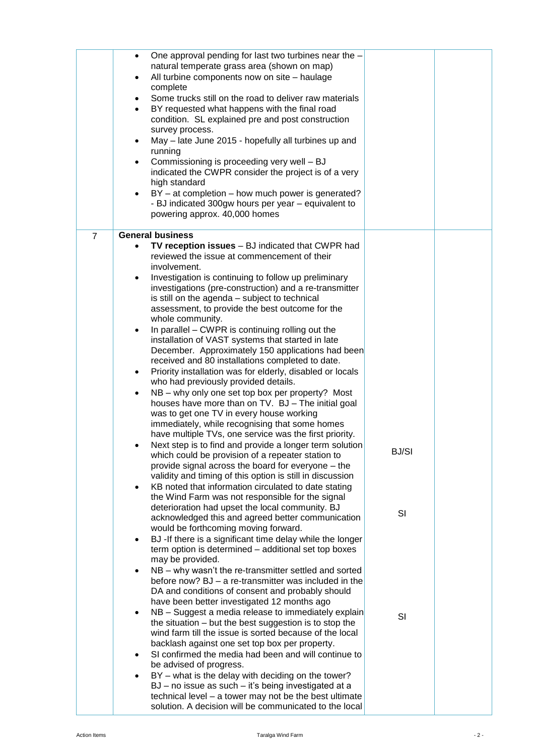| | | | |
|---|---|---|---|
| | • One approval pending for last two turbines near the – natural temperate grass area (shown on map)<br>• All turbine components now on site – haulage complete<br>• Some trucks still on the road to deliver raw materials<br>• BY requested what happens with the final road condition. SL explained pre and post construction survey process.<br>• May – late June 2015 - hopefully all turbines up and running<br>• Commissioning is proceeding very well – BJ indicated the CWPR consider the project is of a very high standard<br>• BY – at completion – how much power is generated? - BJ indicated 300gw hours per year – equivalent to powering approx. 40,000 homes | | |
| 7 | **General business**<br>• **TV reception issues** – BJ indicated that CWPR had reviewed the issue at commencement of their involvement.<br>• Investigation is continuing to follow up preliminary investigations (pre-construction) and a re-transmitter is still on the agenda – subject to technical assessment, to provide the best outcome for the whole community.<br>• In parallel – CWPR is continuing rolling out the installation of VAST systems that started in late December. Approximately 150 applications had been received and 80 installations completed to date.<br>• Priority installation was for elderly, disabled or locals who had previously provided details.<br>• NB – why only one set top box per property? Most houses have more than on TV. BJ – The initial goal was to get one TV in every house working immediately, while recognising that some homes have multiple TVs, one service was the first priority.<br>• Next step is to find and provide a longer term solution which could be provision of a repeater station to provide signal across the board for everyone – the validity and timing of this option is still in discussion<br>• KB noted that information circulated to date stating the Wind Farm was not responsible for the signal deterioration had upset the local community. BJ acknowledged this and agreed better communication would be forthcoming moving forward.<br>• BJ -If there is a significant time delay while the longer term option is determined – additional set top boxes may be provided.<br>• NB – why wasn't the re-transmitter settled and sorted before now? BJ – a re-transmitter was included in the DA and conditions of consent and probably should have been better investigated 12 months ago<br>• NB – Suggest a media release to immediately explain the situation – but the best suggestion is to stop the wind farm till the issue is sorted because of the local backlash against one set top box per property.<br>• SI confirmed the media had been and will continue to be advised of progress.<br>• BY – what is the delay with deciding on the tower? BJ – no issue as such – it's being investigated at a technical level – a tower may not be the best ultimate solution. A decision will be communicated to the local | BJ/SI<br><br>SI<br><br>SI | |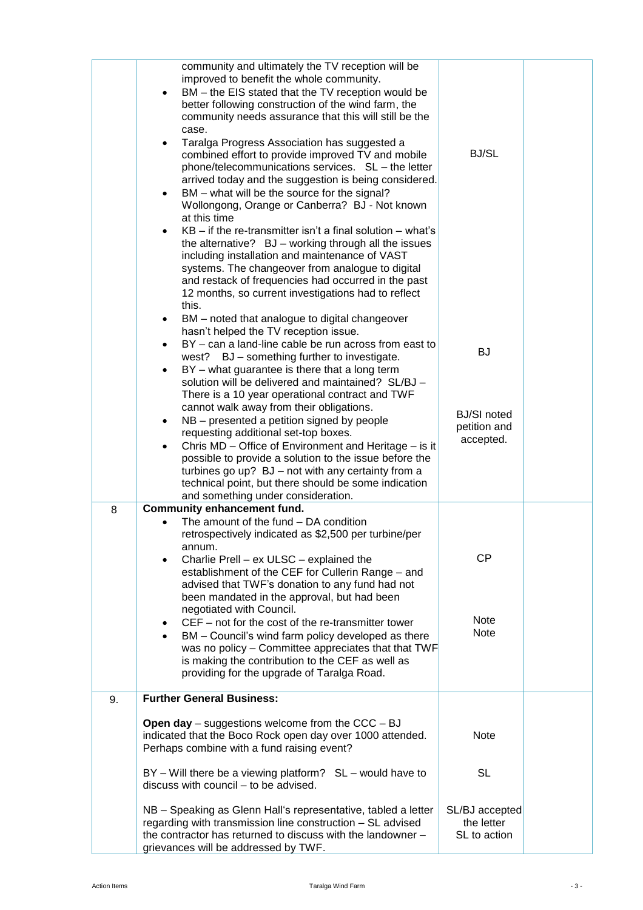| | | | |
|---|---|---|---|
| | community and ultimately the TV reception will be improved to benefit the whole community.<br>• BM – the EIS stated that the TV reception would be better following construction of the wind farm, the community needs assurance that this will still be the case.<br>• Taralga Progress Association has suggested a combined effort to provide improved TV and mobile phone/telecommunications services. SL – the letter arrived today and the suggestion is being considered.<br>• BM – what will be the source for the signal? Wollongong, Orange or Canberra? BJ - Not known at this time<br>• KB – if the re-transmitter isn't a final solution – what's the alternative? BJ – working through all the issues including installation and maintenance of VAST systems. The changeover from analogue to digital and restack of frequencies had occurred in the past 12 months, so current investigations had to reflect this.<br>• BM – noted that analogue to digital changeover hasn't helped the TV reception issue.<br>• BY – can a land-line cable be run across from east to west? BJ – something further to investigate.<br>• BY – what guarantee is there that a long term solution will be delivered and maintained? SL/BJ – There is a 10 year operational contract and TWF cannot walk away from their obligations.<br>• NB – presented a petition signed by people requesting additional set-top boxes.<br>• Chris MD – Office of Environment and Heritage – is it possible to provide a solution to the issue before the turbines go up? BJ – not with any certainty from a technical point, but there should be some indication and something under consideration. | BJ/SL<br><br>BJ<br><br>BJ/SI noted petition and accepted. | |
| 8 | **Community enhancement fund.**<br>• The amount of the fund – DA condition retrospectively indicated as $2,500 per turbine/per annum.<br>• Charlie Prell – ex ULSC – explained the establishment of the CEF for Cullerin Range – and advised that TWF's donation to any fund had not been mandated in the approval, but had been negotiated with Council.<br>• CEF – not for the cost of the re-transmitter tower<br>• BM – Council's wind farm policy developed as there was no policy – Committee appreciates that that TWF is making the contribution to the CEF as well as providing for the upgrade of Taralga Road. | CP<br><br>Note<br>Note | |
| 9. | **Further General Business:**<br><br>**Open day** – suggestions welcome from the CCC – BJ indicated that the Boco Rock open day over 1000 attended. Perhaps combine with a fund raising event?<br><br>BY – Will there be a viewing platform? SL – would have to discuss with council – to be advised.<br><br>NB – Speaking as Glenn Hall's representative, tabled a letter regarding with transmission line construction – SL advised the contractor has returned to discuss with the landowner – grievances will be addressed by TWF. | Note<br><br>SL<br><br>SL/BJ accepted the letter SL to action | |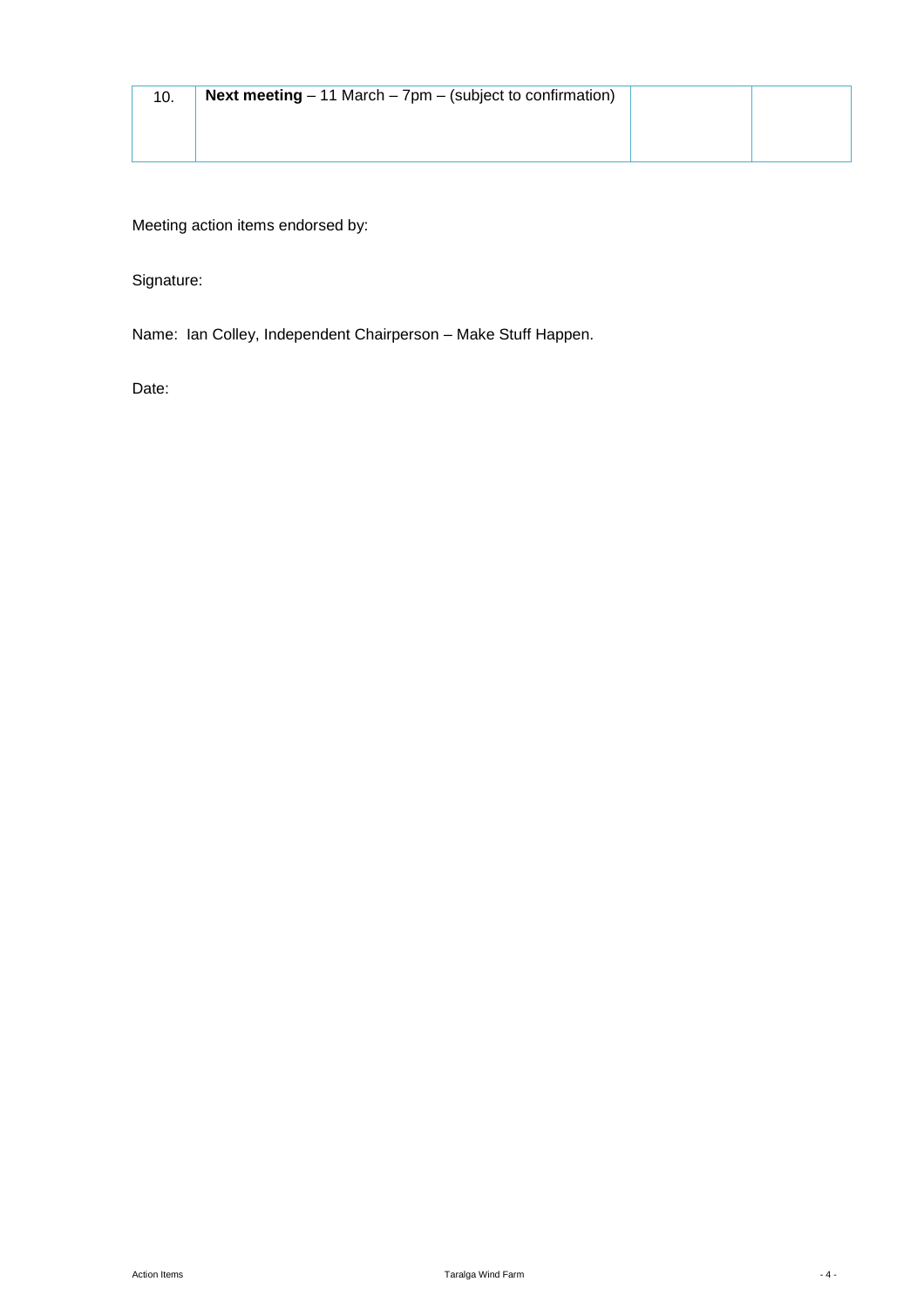| | | | |
|---|---|---|---|
| 10. | **Next meeting** – 11 March – 7pm – (subject to confirmation) | | |

Meeting action items endorsed by:

Signature:

Name: Ian Colley, Independent Chairperson – Make Stuff Happen.

Date: